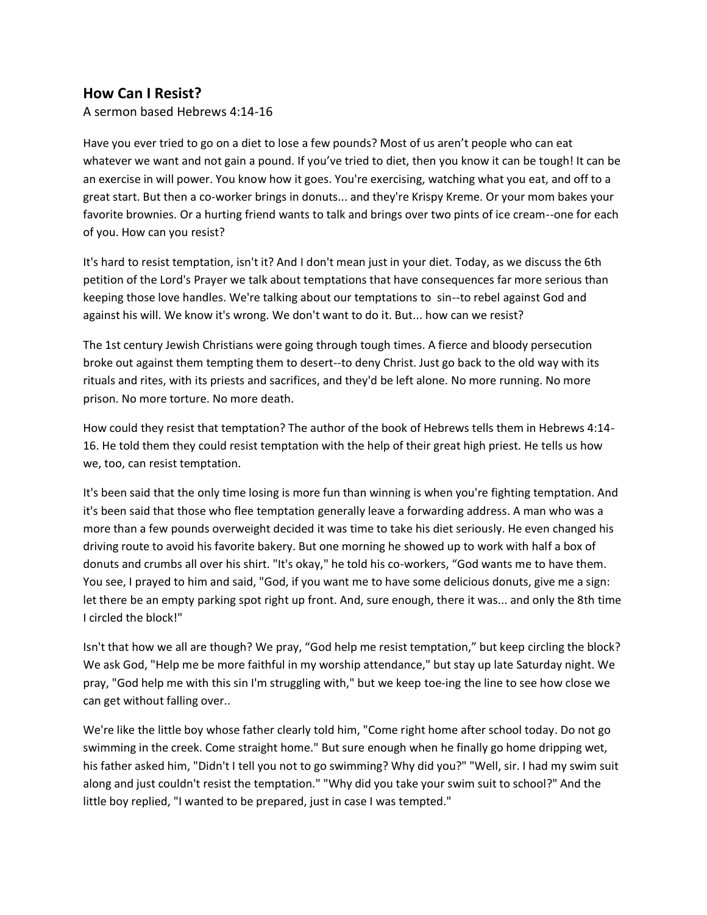## How Can I Resist?

A sermon based Hebrews 4:14-16

Have you ever tried to go on a diet to lose a few pounds? Most of us aren't people who can eat whatever we want and not gain a pound. If you've tried to diet, then you know it can be tough! It can be an exercise in will power. You know how it goes. You're exercising, watching what you eat, and off to a great start. But then a co-worker brings in donuts... and they're Krispy Kreme. Or your mom bakes your favorite brownies. Or a hurting friend wants to talk and brings over two pints of ice cream--one for each of you. How can you resist?

It's hard to resist temptation, isn't it? And I don't mean just in your diet. Today, as we discuss the 6th petition of the Lord's Prayer we talk about temptations that have consequences far more serious than keeping those love handles. We're talking about our temptations to sin--to rebel against God and against his will. We know it's wrong. We don't want to do it. But... how can we resist?

The 1st century Jewish Christians were going through tough times. A fierce and bloody persecution broke out against them tempting them to desert--to deny Christ. Just go back to the old way with its rituals and rites, with its priests and sacrifices, and they'd be left alone. No more running. No more prison. No more torture. No more death.

How could they resist that temptation? The author of the book of Hebrews tells them in Hebrews 4:14-16. He told them they could resist temptation with the help of their great high priest. He tells us how we, too, can resist temptation.

It's been said that the only time losing is more fun than winning is when you're fighting temptation. And it's been said that those who flee temptation generally leave a forwarding address. A man who was a more than a few pounds overweight decided it was time to take his diet seriously. He even changed his driving route to avoid his favorite bakery. But one morning he showed up to work with half a box of donuts and crumbs all over his shirt. "It's okay," he told his co-workers, "God wants me to have them. You see, I prayed to him and said, "God, if you want me to have some delicious donuts, give me a sign: let there be an empty parking spot right up front. And, sure enough, there it was... and only the 8th time I circled the block!"

Isn't that how we all are though? We pray, "God help me resist temptation," but keep circling the block? We ask God, "Help me be more faithful in my worship attendance," but stay up late Saturday night. We pray, "God help me with this sin I'm struggling with," but we keep toe-ing the line to see how close we can get without falling over..

We're like the little boy whose father clearly told him, "Come right home after school today. Do not go swimming in the creek. Come straight home." But sure enough when he finally go home dripping wet, his father asked him, "Didn't I tell you not to go swimming? Why did you?" "Well, sir. I had my swim suit along and just couldn't resist the temptation." "Why did you take your swim suit to school?" And the little boy replied, "I wanted to be prepared, just in case I was tempted."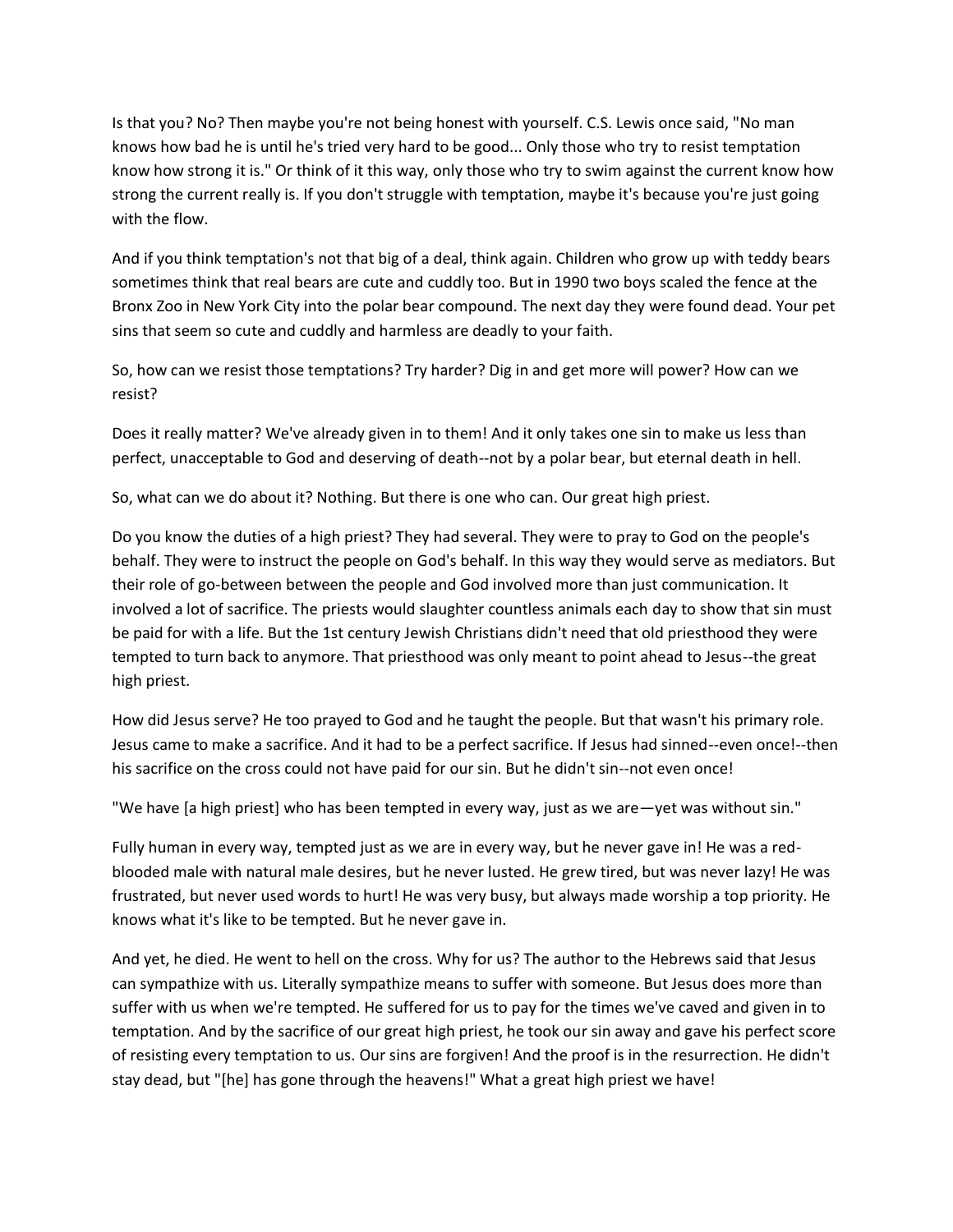Is that you? No? Then maybe you're not being honest with yourself. C.S. Lewis once said, "No man knows how bad he is until he's tried very hard to be good... Only those who try to resist temptation know how strong it is." Or think of it this way, only those who try to swim against the current know how strong the current really is. If you don't struggle with temptation, maybe it's because you're just going with the flow.

And if you think temptation's not that big of a deal, think again. Children who grow up with teddy bears sometimes think that real bears are cute and cuddly too. But in 1990 two boys scaled the fence at the Bronx Zoo in New York City into the polar bear compound. The next day they were found dead. Your pet sins that seem so cute and cuddly and harmless are deadly to your faith.

So, how can we resist those temptations? Try harder? Dig in and get more will power? How can we resist?

Does it really matter? We've already given in to them! And it only takes one sin to make us less than perfect, unacceptable to God and deserving of death--not by a polar bear, but eternal death in hell.

So, what can we do about it? Nothing. But there is one who can. Our great high priest.

Do you know the duties of a high priest? They had several. They were to pray to God on the people's behalf. They were to instruct the people on God's behalf. In this way they would serve as mediators. But their role of go-between between the people and God involved more than just communication. It involved a lot of sacrifice. The priests would slaughter countless animals each day to show that sin must be paid for with a life. But the 1st century Jewish Christians didn't need that old priesthood they were tempted to turn back to anymore. That priesthood was only meant to point ahead to Jesus--the great high priest.

How did Jesus serve? He too prayed to God and he taught the people. But that wasn't his primary role. Jesus came to make a sacrifice. And it had to be a perfect sacrifice. If Jesus had sinned--even once!--then his sacrifice on the cross could not have paid for our sin. But he didn't sin--not even once!

"We have [a high priest] who has been tempted in every way, just as we are—yet was without sin."

Fully human in every way, tempted just as we are in every way, but he never gave in! He was a red-blooded male with natural male desires, but he never lusted. He grew tired, but was never lazy! He was frustrated, but never used words to hurt! He was very busy, but always made worship a top priority. He knows what it's like to be tempted. But he never gave in.

And yet, he died. He went to hell on the cross. Why for us? The author to the Hebrews said that Jesus can sympathize with us. Literally sympathize means to suffer with someone. But Jesus does more than suffer with us when we're tempted. He suffered for us to pay for the times we've caved and given in to temptation. And by the sacrifice of our great high priest, he took our sin away and gave his perfect score of resisting every temptation to us. Our sins are forgiven! And the proof is in the resurrection. He didn't stay dead, but "[he] has gone through the heavens!" What a great high priest we have!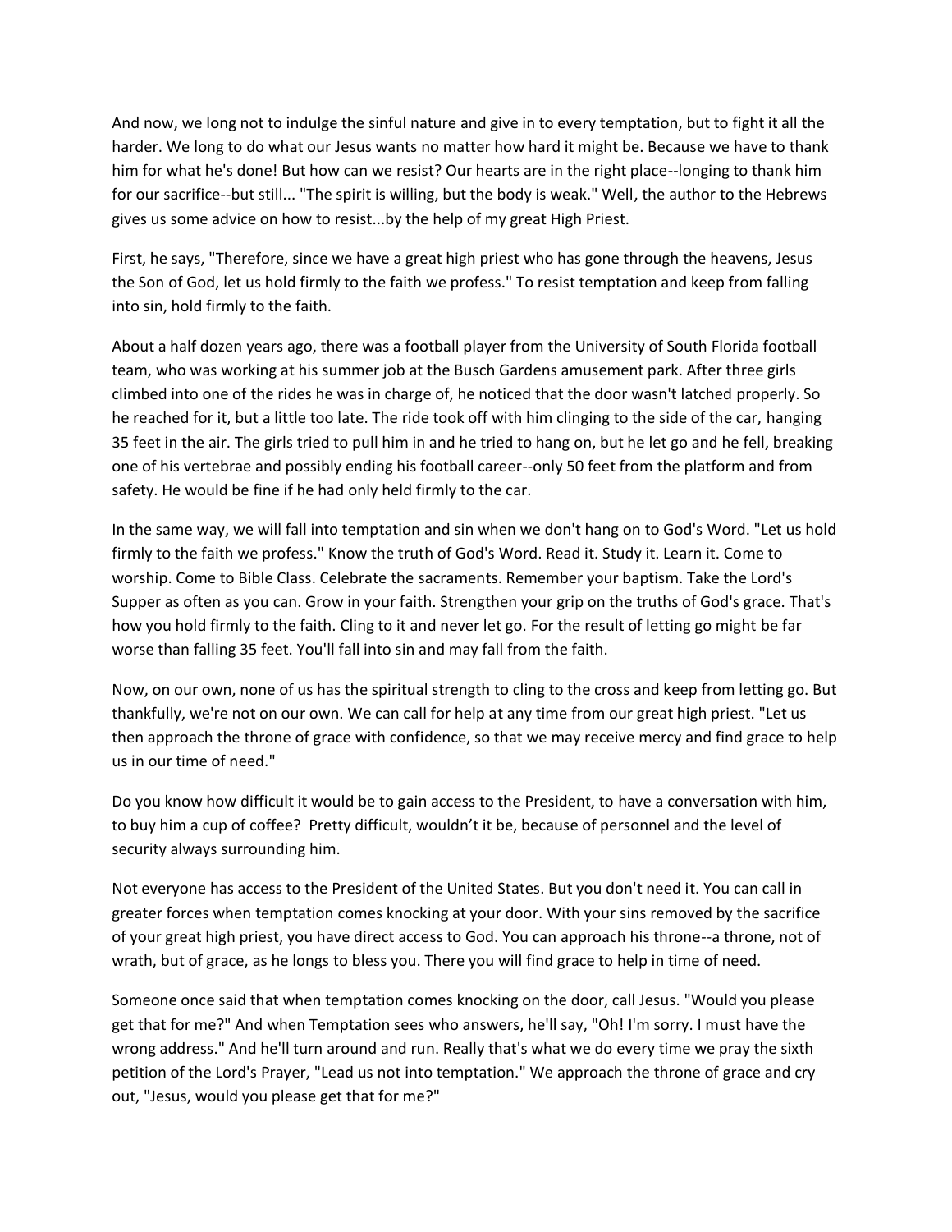And now, we long not to indulge the sinful nature and give in to every temptation, but to fight it all the harder. We long to do what our Jesus wants no matter how hard it might be. Because we have to thank him for what he's done! But how can we resist? Our hearts are in the right place--longing to thank him for our sacrifice--but still... "The spirit is willing, but the body is weak." Well, the author to the Hebrews gives us some advice on how to resist...by the help of my great High Priest.

First, he says, "Therefore, since we have a great high priest who has gone through the heavens, Jesus the Son of God, let us hold firmly to the faith we profess." To resist temptation and keep from falling into sin, hold firmly to the faith.

About a half dozen years ago, there was a football player from the University of South Florida football team, who was working at his summer job at the Busch Gardens amusement park. After three girls climbed into one of the rides he was in charge of, he noticed that the door wasn't latched properly. So he reached for it, but a little too late. The ride took off with him clinging to the side of the car, hanging 35 feet in the air. The girls tried to pull him in and he tried to hang on, but he let go and he fell, breaking one of his vertebrae and possibly ending his football career--only 50 feet from the platform and from safety. He would be fine if he had only held firmly to the car.

In the same way, we will fall into temptation and sin when we don't hang on to God's Word. "Let us hold firmly to the faith we profess." Know the truth of God's Word. Read it. Study it. Learn it. Come to worship. Come to Bible Class. Celebrate the sacraments. Remember your baptism. Take the Lord's Supper as often as you can. Grow in your faith. Strengthen your grip on the truths of God's grace. That's how you hold firmly to the faith. Cling to it and never let go. For the result of letting go might be far worse than falling 35 feet. You'll fall into sin and may fall from the faith.

Now, on our own, none of us has the spiritual strength to cling to the cross and keep from letting go. But thankfully, we're not on our own. We can call for help at any time from our great high priest. "Let us then approach the throne of grace with confidence, so that we may receive mercy and find grace to help us in our time of need."

Do you know how difficult it would be to gain access to the President, to have a conversation with him, to buy him a cup of coffee? Pretty difficult, wouldn't it be, because of personnel and the level of security always surrounding him.

Not everyone has access to the President of the United States. But you don't need it. You can call in greater forces when temptation comes knocking at your door. With your sins removed by the sacrifice of your great high priest, you have direct access to God. You can approach his throne--a throne, not of wrath, but of grace, as he longs to bless you. There you will find grace to help in time of need.

Someone once said that when temptation comes knocking on the door, call Jesus. "Would you please get that for me?" And when Temptation sees who answers, he'll say, "Oh! I'm sorry. I must have the wrong address." And he'll turn around and run. Really that's what we do every time we pray the sixth petition of the Lord's Prayer, "Lead us not into temptation." We approach the throne of grace and cry out, "Jesus, would you please get that for me?"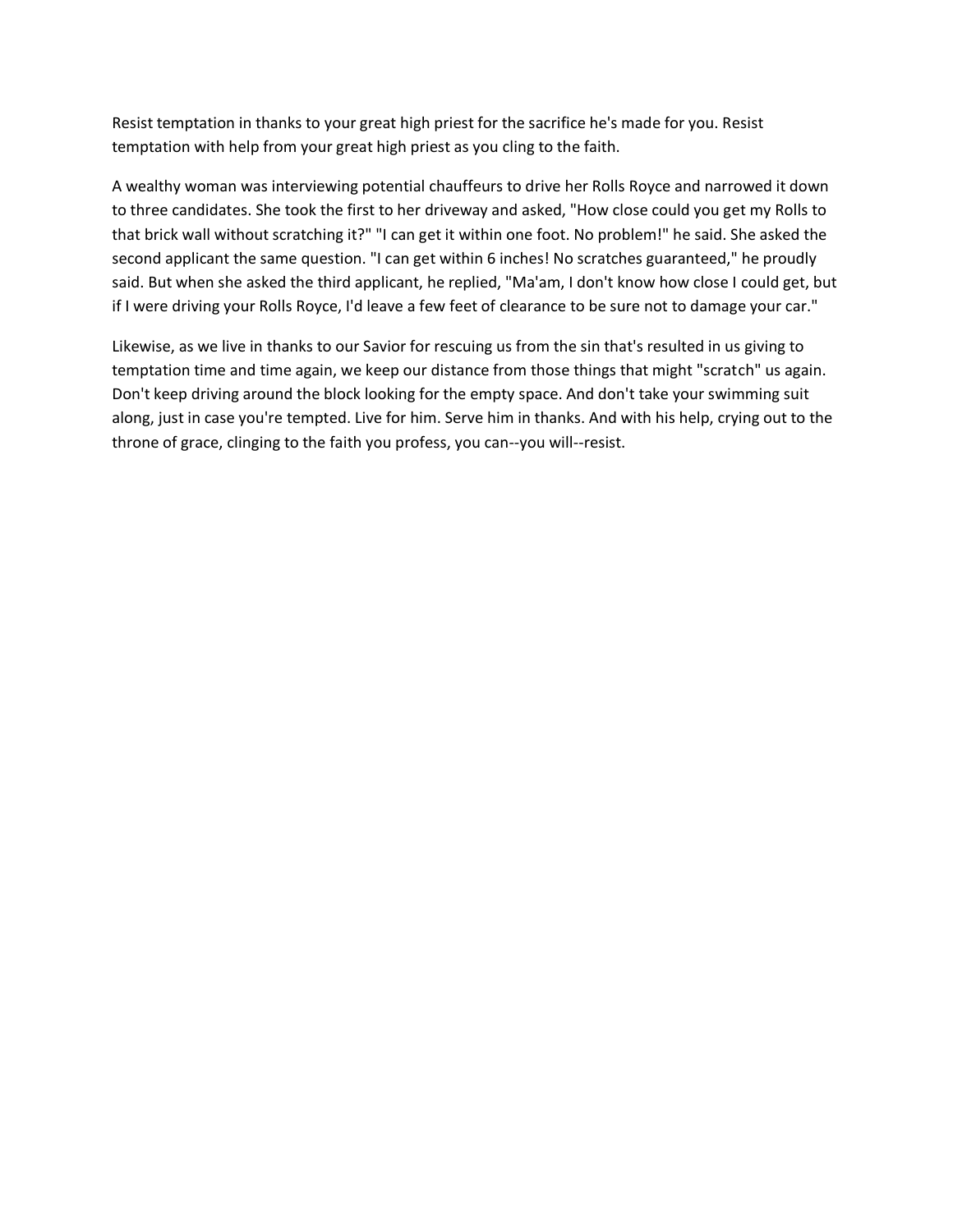Resist temptation in thanks to your great high priest for the sacrifice he's made for you. Resist temptation with help from your great high priest as you cling to the faith.

A wealthy woman was interviewing potential chauffeurs to drive her Rolls Royce and narrowed it down to three candidates. She took the first to her driveway and asked, "How close could you get my Rolls to that brick wall without scratching it?" "I can get it within one foot. No problem!" he said. She asked the second applicant the same question. "I can get within 6 inches! No scratches guaranteed," he proudly said. But when she asked the third applicant, he replied, "Ma'am, I don't know how close I could get, but if I were driving your Rolls Royce, I'd leave a few feet of clearance to be sure not to damage your car."

Likewise, as we live in thanks to our Savior for rescuing us from the sin that's resulted in us giving to temptation time and time again, we keep our distance from those things that might "scratch" us again. Don't keep driving around the block looking for the empty space. And don't take your swimming suit along, just in case you're tempted. Live for him. Serve him in thanks. And with his help, crying out to the throne of grace, clinging to the faith you profess, you can--you will--resist.